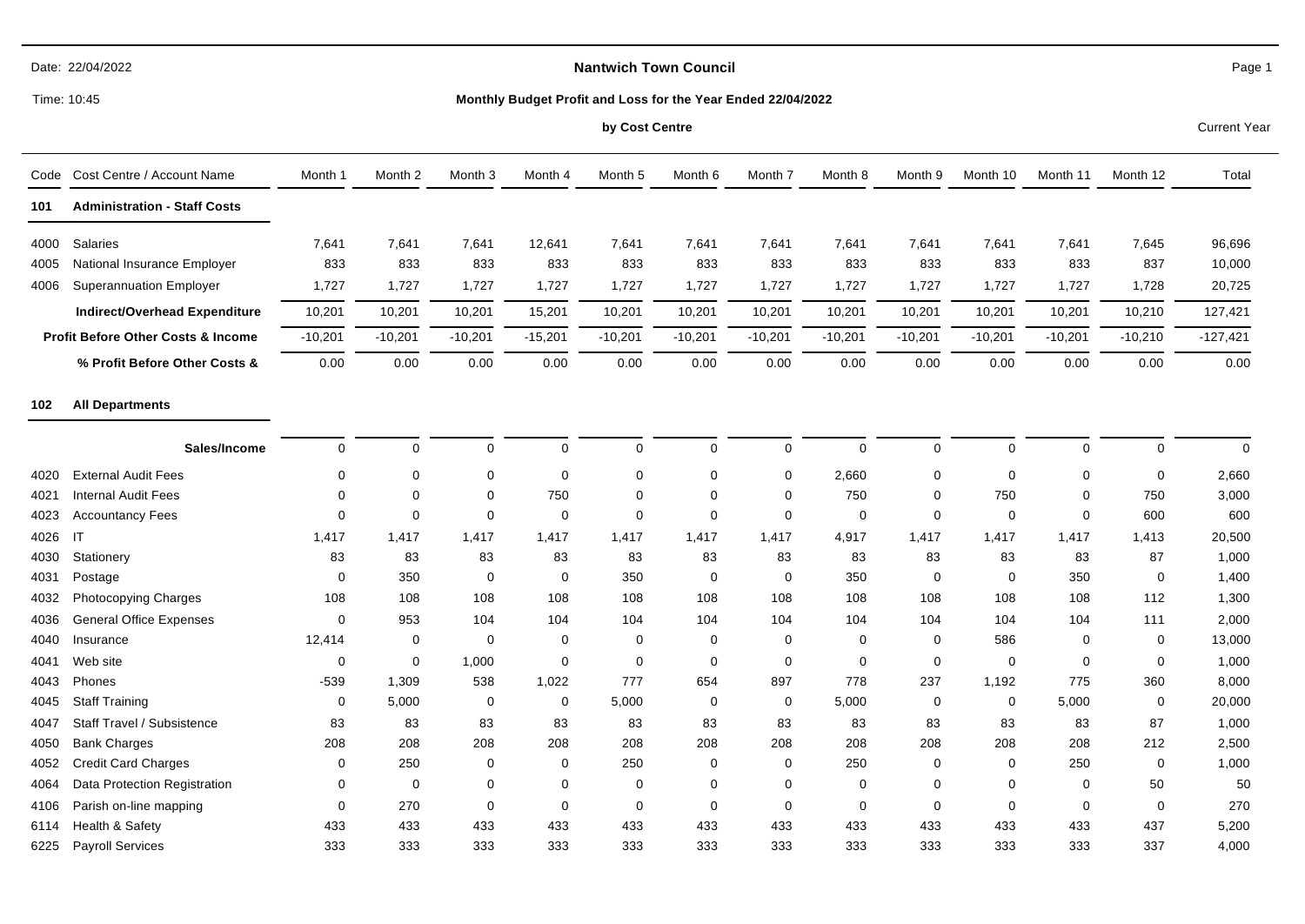# Nantwich Town Council

Date: 22/04/2022

Time: 10:45

## Monthly Budget Profit and Loss for the Year Ended 22/04/2022

### by Cost Centre

Current Year

| Code | Cost Centre / Account Name | Month 1 | Month 2 | Month 3 | Month 4 | Month 5 | Month 6 | Month 7 | Month 8 | Month 9 | Month 10 | Month 11 | Month 12 | Total |
|---|---|---|---|---|---|---|---|---|---|---|---|---|---|---|
| **101** | **Administration - Staff Costs** | | | | | | | | | | | | | |
| 4000 | Salaries | 7,641 | 7,641 | 7,641 | 12,641 | 7,641 | 7,641 | 7,641 | 7,641 | 7,641 | 7,641 | 7,641 | 7,645 | 96,696 |
| 4005 | National Insurance Employer | 833 | 833 | 833 | 833 | 833 | 833 | 833 | 833 | 833 | 833 | 833 | 837 | 10,000 |
| 4006 | Superannuation Employer | 1,727 | 1,727 | 1,727 | 1,727 | 1,727 | 1,727 | 1,727 | 1,727 | 1,727 | 1,727 | 1,727 | 1,728 | 20,725 |
| | **Indirect/Overhead Expenditure** | 10,201 | 10,201 | 10,201 | 15,201 | 10,201 | 10,201 | 10,201 | 10,201 | 10,201 | 10,201 | 10,201 | 10,210 | 127,421 |
| | **Profit Before Other Costs & Income** | -10,201 | -10,201 | -10,201 | -15,201 | -10,201 | -10,201 | -10,201 | -10,201 | -10,201 | -10,201 | -10,201 | -10,210 | -127,421 |
| | **% Profit Before Other Costs &** | 0.00 | 0.00 | 0.00 | 0.00 | 0.00 | 0.00 | 0.00 | 0.00 | 0.00 | 0.00 | 0.00 | 0.00 | 0.00 |
| **102** | **All Departments** | | | | | | | | | | | | | |
| | **Sales/Income** | 0 | 0 | 0 | 0 | 0 | 0 | 0 | 0 | 0 | 0 | 0 | 0 | 0 |
| 4020 | External Audit Fees | 0 | 0 | 0 | 0 | 0 | 0 | 0 | 2,660 | 0 | 0 | 0 | 0 | 2,660 |
| 4021 | Internal Audit Fees | 0 | 0 | 0 | 750 | 0 | 0 | 0 | 750 | 0 | 750 | 0 | 750 | 3,000 |
| 4023 | Accountancy Fees | 0 | 0 | 0 | 0 | 0 | 0 | 0 | 0 | 0 | 0 | 0 | 600 | 600 |
| 4026 | IT | 1,417 | 1,417 | 1,417 | 1,417 | 1,417 | 1,417 | 1,417 | 4,917 | 1,417 | 1,417 | 1,417 | 1,413 | 20,500 |
| 4030 | Stationery | 83 | 83 | 83 | 83 | 83 | 83 | 83 | 83 | 83 | 83 | 83 | 87 | 1,000 |
| 4031 | Postage | 0 | 350 | 0 | 0 | 350 | 0 | 0 | 350 | 0 | 0 | 350 | 0 | 1,400 |
| 4032 | Photocopying Charges | 108 | 108 | 108 | 108 | 108 | 108 | 108 | 108 | 108 | 108 | 108 | 112 | 1,300 |
| 4036 | General Office Expenses | 0 | 953 | 104 | 104 | 104 | 104 | 104 | 104 | 104 | 104 | 104 | 111 | 2,000 |
| 4040 | Insurance | 12,414 | 0 | 0 | 0 | 0 | 0 | 0 | 0 | 0 | 586 | 0 | 0 | 13,000 |
| 4041 | Web site | 0 | 0 | 1,000 | 0 | 0 | 0 | 0 | 0 | 0 | 0 | 0 | 0 | 1,000 |
| 4043 | Phones | -539 | 1,309 | 538 | 1,022 | 777 | 654 | 897 | 778 | 237 | 1,192 | 775 | 360 | 8,000 |
| 4045 | Staff Training | 0 | 5,000 | 0 | 0 | 5,000 | 0 | 0 | 5,000 | 0 | 0 | 5,000 | 0 | 20,000 |
| 4047 | Staff Travel / Subsistence | 83 | 83 | 83 | 83 | 83 | 83 | 83 | 83 | 83 | 83 | 83 | 87 | 1,000 |
| 4050 | Bank Charges | 208 | 208 | 208 | 208 | 208 | 208 | 208 | 208 | 208 | 208 | 208 | 212 | 2,500 |
| 4052 | Credit Card Charges | 0 | 250 | 0 | 0 | 250 | 0 | 0 | 250 | 0 | 0 | 250 | 0 | 1,000 |
| 4064 | Data Protection Registration | 0 | 0 | 0 | 0 | 0 | 0 | 0 | 0 | 0 | 0 | 0 | 50 | 50 |
| 4106 | Parish on-line mapping | 0 | 270 | 0 | 0 | 0 | 0 | 0 | 0 | 0 | 0 | 0 | 0 | 270 |
| 6114 | Health & Safety | 433 | 433 | 433 | 433 | 433 | 433 | 433 | 433 | 433 | 433 | 433 | 437 | 5,200 |
| 6225 | Payroll Services | 333 | 333 | 333 | 333 | 333 | 333 | 333 | 333 | 333 | 333 | 333 | 337 | 4,000 |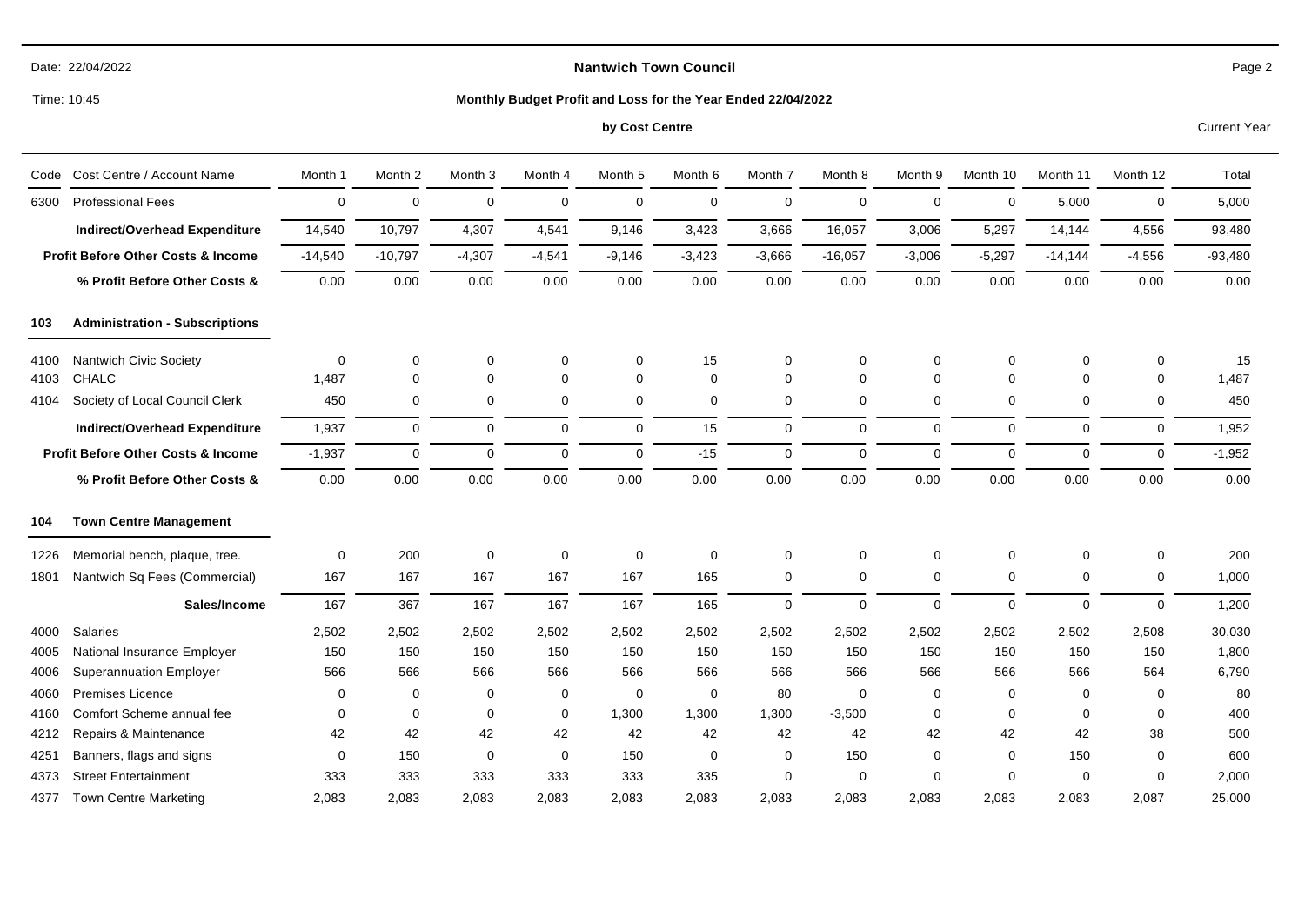Date: 22/04/2022

Time: 10:45

# Nantwich Town Council

## Monthly Budget Profit and Loss for the Year Ended 22/04/2022

### by Cost Centre

Current Year

| Code | Cost Centre / Account Name | Month 1 | Month 2 | Month 3 | Month 4 | Month 5 | Month 6 | Month 7 | Month 8 | Month 9 | Month 10 | Month 11 | Month 12 | Total |
|---|---|---|---|---|---|---|---|---|---|---|---|---|---|---|
| 6300 | Professional Fees | 0 | 0 | 0 | 0 | 0 | 0 | 0 | 0 | 0 | 0 | 5,000 | 0 | 5,000 |
| | **Indirect/Overhead Expenditure** | 14,540 | 10,797 | 4,307 | 4,541 | 9,146 | 3,423 | 3,666 | 16,057 | 3,006 | 5,297 | 14,144 | 4,556 | 93,480 |
| | **Profit Before Other Costs & Income** | -14,540 | -10,797 | -4,307 | -4,541 | -9,146 | -3,423 | -3,666 | -16,057 | -3,006 | -5,297 | -14,144 | -4,556 | -93,480 |
| | **% Profit Before Other Costs &** | 0.00 | 0.00 | 0.00 | 0.00 | 0.00 | 0.00 | 0.00 | 0.00 | 0.00 | 0.00 | 0.00 | 0.00 | 0.00 |
| **103** | **Administration - Subscriptions** | | | | | | | | | | | | | |
| 4100 | Nantwich Civic Society | 0 | 0 | 0 | 0 | 0 | 15 | 0 | 0 | 0 | 0 | 0 | 0 | 15 |
| 4103 | CHALC | 1,487 | 0 | 0 | 0 | 0 | 0 | 0 | 0 | 0 | 0 | 0 | 0 | 1,487 |
| 4104 | Society of Local Council Clerk | 450 | 0 | 0 | 0 | 0 | 0 | 0 | 0 | 0 | 0 | 0 | 0 | 450 |
| | **Indirect/Overhead Expenditure** | 1,937 | 0 | 0 | 0 | 0 | 15 | 0 | 0 | 0 | 0 | 0 | 0 | 1,952 |
| | **Profit Before Other Costs & Income** | -1,937 | 0 | 0 | 0 | 0 | -15 | 0 | 0 | 0 | 0 | 0 | 0 | -1,952 |
| | **% Profit Before Other Costs &** | 0.00 | 0.00 | 0.00 | 0.00 | 0.00 | 0.00 | 0.00 | 0.00 | 0.00 | 0.00 | 0.00 | 0.00 | 0.00 |
| **104** | **Town Centre Management** | | | | | | | | | | | | | |
| 1226 | Memorial bench, plaque, tree. | 0 | 200 | 0 | 0 | 0 | 0 | 0 | 0 | 0 | 0 | 0 | 0 | 200 |
| 1801 | Nantwich Sq Fees (Commercial) | 167 | 167 | 167 | 167 | 167 | 165 | 0 | 0 | 0 | 0 | 0 | 0 | 1,000 |
| | **Sales/Income** | 167 | 367 | 167 | 167 | 167 | 165 | 0 | 0 | 0 | 0 | 0 | 0 | 1,200 |
| 4000 | Salaries | 2,502 | 2,502 | 2,502 | 2,502 | 2,502 | 2,502 | 2,502 | 2,502 | 2,502 | 2,502 | 2,502 | 2,508 | 30,030 |
| 4005 | National Insurance Employer | 150 | 150 | 150 | 150 | 150 | 150 | 150 | 150 | 150 | 150 | 150 | 150 | 1,800 |
| 4006 | Superannuation Employer | 566 | 566 | 566 | 566 | 566 | 566 | 566 | 566 | 566 | 566 | 566 | 564 | 6,790 |
| 4060 | Premises Licence | 0 | 0 | 0 | 0 | 0 | 0 | 80 | 0 | 0 | 0 | 0 | 0 | 80 |
| 4160 | Comfort Scheme annual fee | 0 | 0 | 0 | 0 | 1,300 | 1,300 | 1,300 | -3,500 | 0 | 0 | 0 | 0 | 400 |
| 4212 | Repairs & Maintenance | 42 | 42 | 42 | 42 | 42 | 42 | 42 | 42 | 42 | 42 | 42 | 38 | 500 |
| 4251 | Banners, flags and signs | 0 | 150 | 0 | 0 | 150 | 0 | 0 | 150 | 0 | 0 | 150 | 0 | 600 |
| 4373 | Street Entertainment | 333 | 333 | 333 | 333 | 333 | 335 | 0 | 0 | 0 | 0 | 0 | 0 | 2,000 |
| 4377 | Town Centre Marketing | 2,083 | 2,083 | 2,083 | 2,083 | 2,083 | 2,083 | 2,083 | 2,083 | 2,083 | 2,083 | 2,083 | 2,087 | 25,000 |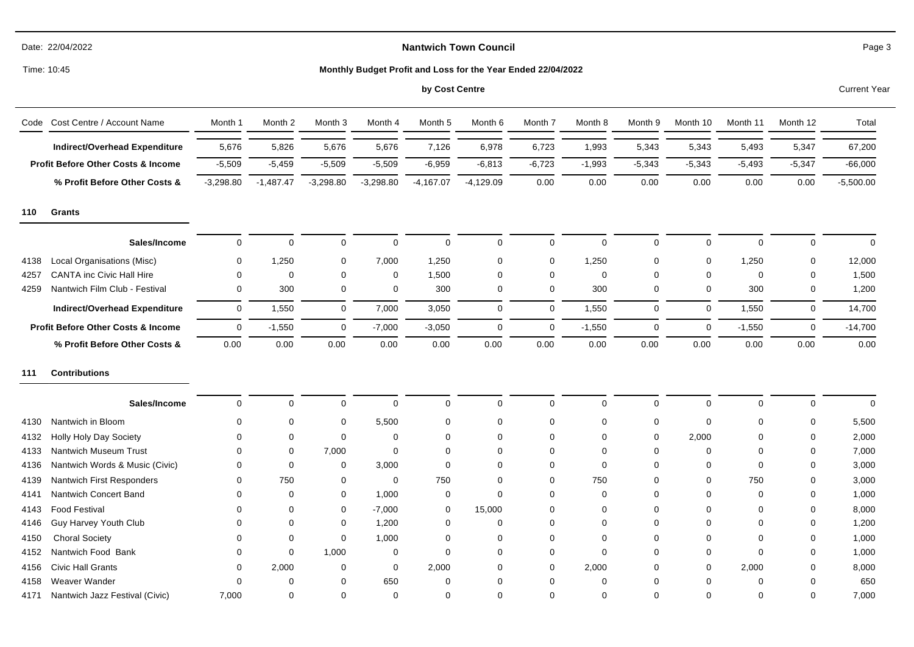**Nantwich Town Council**

**Monthly Budget Profit and Loss for the Year Ended 22/04/2022**

**by Cost Centre**

Current Year

| Code | Cost Centre / Account Name | Month 1 | Month 2 | Month 3 | Month 4 | Month 5 | Month 6 | Month 7 | Month 8 | Month 9 | Month 10 | Month 11 | Month 12 | Total |
|---|---|---|---|---|---|---|---|---|---|---|---|---|---|---|
| | **Indirect/Overhead Expenditure** | 5,676 | 5,826 | 5,676 | 5,676 | 7,126 | 6,978 | 6,723 | 1,993 | 5,343 | 5,343 | 5,493 | 5,347 | 67,200 |
| | **Profit Before Other Costs & Income** | -5,509 | -5,459 | -5,509 | -5,509 | -6,959 | -6,813 | -6,723 | -1,993 | -5,343 | -5,343 | -5,493 | -5,347 | -66,000 |
| | **% Profit Before Other Costs &** | -3,298.80 | -1,487.47 | -3,298.80 | -3,298.80 | -4,167.07 | -4,129.09 | 0.00 | 0.00 | 0.00 | 0.00 | 0.00 | 0.00 | -5,500.00 |
| **110** | **Grants** | | | | | | | | | | | | | |
| | **Sales/Income** | 0 | 0 | 0 | 0 | 0 | 0 | 0 | 0 | 0 | 0 | 0 | 0 | 0 |
| 4138 | Local Organisations (Misc) | 0 | 1,250 | 0 | 7,000 | 1,250 | 0 | 0 | 1,250 | 0 | 0 | 1,250 | 0 | 12,000 |
| 4257 | CANTA inc Civic Hall Hire | 0 | 0 | 0 | 0 | 1,500 | 0 | 0 | 0 | 0 | 0 | 0 | 0 | 1,500 |
| 4259 | Nantwich Film Club - Festival | 0 | 300 | 0 | 0 | 300 | 0 | 0 | 300 | 0 | 0 | 300 | 0 | 1,200 |
| | **Indirect/Overhead Expenditure** | 0 | 1,550 | 0 | 7,000 | 3,050 | 0 | 0 | 1,550 | 0 | 0 | 1,550 | 0 | 14,700 |
| | **Profit Before Other Costs & Income** | 0 | -1,550 | 0 | -7,000 | -3,050 | 0 | 0 | -1,550 | 0 | 0 | -1,550 | 0 | -14,700 |
| | **% Profit Before Other Costs &** | 0.00 | 0.00 | 0.00 | 0.00 | 0.00 | 0.00 | 0.00 | 0.00 | 0.00 | 0.00 | 0.00 | 0.00 | 0.00 |
| **111** | **Contributions** | | | | | | | | | | | | | |
| | **Sales/Income** | 0 | 0 | 0 | 0 | 0 | 0 | 0 | 0 | 0 | 0 | 0 | 0 | 0 |
| 4130 | Nantwich in Bloom | 0 | 0 | 0 | 5,500 | 0 | 0 | 0 | 0 | 0 | 0 | 0 | 0 | 5,500 |
| 4132 | Holly Holy Day Society | 0 | 0 | 0 | 0 | 0 | 0 | 0 | 0 | 0 | 2,000 | 0 | 0 | 2,000 |
| 4133 | Nantwich Museum Trust | 0 | 0 | 7,000 | 0 | 0 | 0 | 0 | 0 | 0 | 0 | 0 | 0 | 7,000 |
| 4136 | Nantwich Words & Music (Civic) | 0 | 0 | 0 | 3,000 | 0 | 0 | 0 | 0 | 0 | 0 | 0 | 0 | 3,000 |
| 4139 | Nantwich First Responders | 0 | 750 | 0 | 0 | 750 | 0 | 0 | 750 | 0 | 0 | 750 | 0 | 3,000 |
| 4141 | Nantwich Concert Band | 0 | 0 | 0 | 1,000 | 0 | 0 | 0 | 0 | 0 | 0 | 0 | 0 | 1,000 |
| 4143 | Food Festival | 0 | 0 | 0 | -7,000 | 0 | 15,000 | 0 | 0 | 0 | 0 | 0 | 0 | 8,000 |
| 4146 | Guy Harvey Youth Club | 0 | 0 | 0 | 1,200 | 0 | 0 | 0 | 0 | 0 | 0 | 0 | 0 | 1,200 |
| 4150 | Choral Society | 0 | 0 | 0 | 1,000 | 0 | 0 | 0 | 0 | 0 | 0 | 0 | 0 | 1,000 |
| 4152 | Nantwich Food Bank | 0 | 0 | 1,000 | 0 | 0 | 0 | 0 | 0 | 0 | 0 | 0 | 0 | 1,000 |
| 4156 | Civic Hall Grants | 0 | 2,000 | 0 | 0 | 2,000 | 0 | 0 | 2,000 | 0 | 0 | 2,000 | 0 | 8,000 |
| 4158 | Weaver Wander | 0 | 0 | 0 | 650 | 0 | 0 | 0 | 0 | 0 | 0 | 0 | 0 | 650 |
| 4171 | Nantwich Jazz Festival (Civic) | 7,000 | 0 | 0 | 0 | 0 | 0 | 0 | 0 | 0 | 0 | 0 | 0 | 7,000 |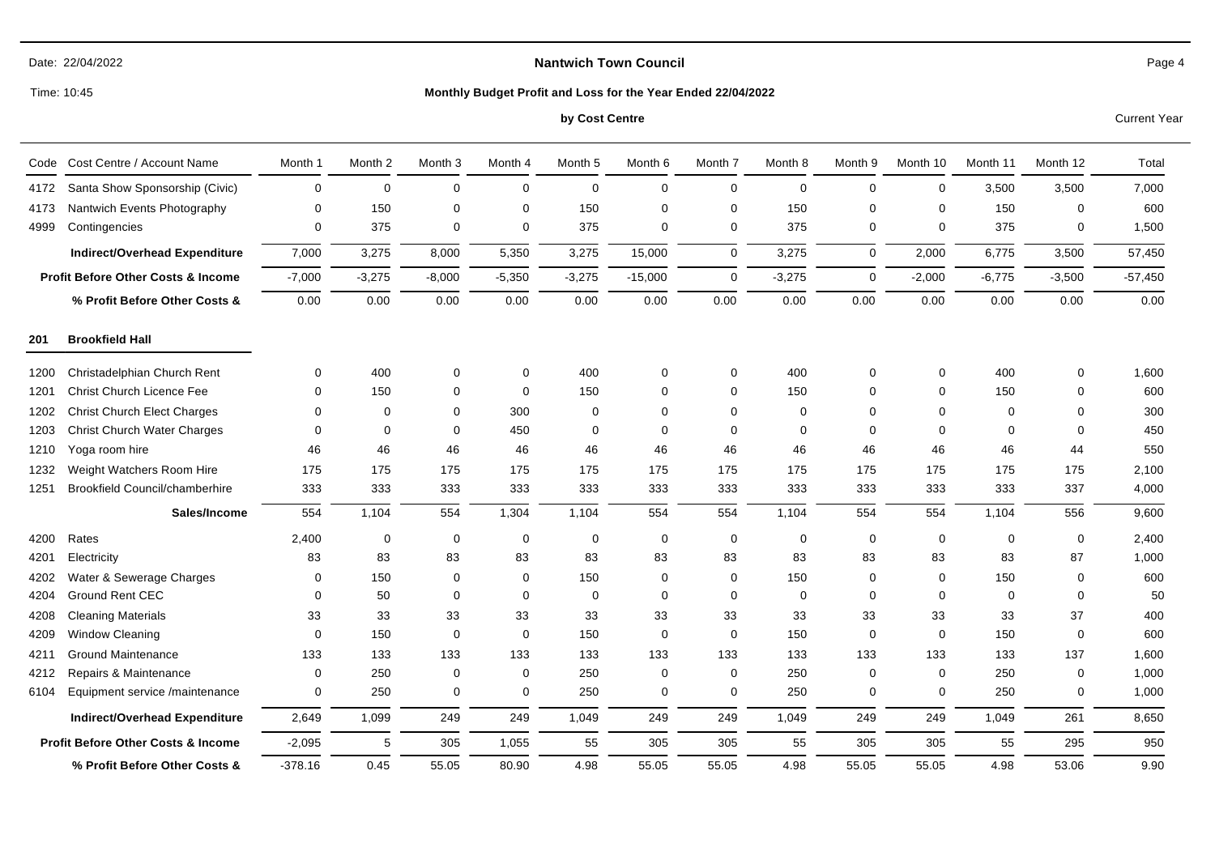Date: 22/04/2022

Time: 10:45

# Nantwich Town Council

## Monthly Budget Profit and Loss for the Year Ended 22/04/2022

### by Cost Centre

Current Year

| Code | Cost Centre / Account Name | Month 1 | Month 2 | Month 3 | Month 4 | Month 5 | Month 6 | Month 7 | Month 8 | Month 9 | Month 10 | Month 11 | Month 12 | Total |
|---|---|---|---|---|---|---|---|---|---|---|---|---|---|---|
| 4172 | Santa Show Sponsorship (Civic) | 0 | 0 | 0 | 0 | 0 | 0 | 0 | 0 | 0 | 0 | 3,500 | 3,500 | 7,000 |
| 4173 | Nantwich Events Photography | 0 | 150 | 0 | 0 | 150 | 0 | 0 | 150 | 0 | 0 | 150 | 0 | 600 |
| 4999 | Contingencies | 0 | 375 | 0 | 0 | 375 | 0 | 0 | 375 | 0 | 0 | 375 | 0 | 1,500 |
| | **Indirect/Overhead Expenditure** | 7,000 | 3,275 | 8,000 | 5,350 | 3,275 | 15,000 | 0 | 3,275 | 0 | 2,000 | 6,775 | 3,500 | 57,450 |
| | **Profit Before Other Costs & Income** | -7,000 | -3,275 | -8,000 | -5,350 | -3,275 | -15,000 | 0 | -3,275 | 0 | -2,000 | -6,775 | -3,500 | -57,450 |
| | **% Profit Before Other Costs &** | 0.00 | 0.00 | 0.00 | 0.00 | 0.00 | 0.00 | 0.00 | 0.00 | 0.00 | 0.00 | 0.00 | 0.00 | 0.00 |
| **201** | **Brookfield Hall** | | | | | | | | | | | | | |
| 1200 | Christadelphian Church Rent | 0 | 400 | 0 | 0 | 400 | 0 | 0 | 400 | 0 | 0 | 400 | 0 | 1,600 |
| 1201 | Christ Church Licence Fee | 0 | 150 | 0 | 0 | 150 | 0 | 0 | 150 | 0 | 0 | 150 | 0 | 600 |
| 1202 | Christ Church Elect Charges | 0 | 0 | 0 | 300 | 0 | 0 | 0 | 0 | 0 | 0 | 0 | 0 | 300 |
| 1203 | Christ Church Water Charges | 0 | 0 | 0 | 450 | 0 | 0 | 0 | 0 | 0 | 0 | 0 | 0 | 450 |
| 1210 | Yoga room hire | 46 | 46 | 46 | 46 | 46 | 46 | 46 | 46 | 46 | 46 | 46 | 44 | 550 |
| 1232 | Weight Watchers Room Hire | 175 | 175 | 175 | 175 | 175 | 175 | 175 | 175 | 175 | 175 | 175 | 175 | 2,100 |
| 1251 | Brookfield Council/chamberhire | 333 | 333 | 333 | 333 | 333 | 333 | 333 | 333 | 333 | 333 | 333 | 337 | 4,000 |
| | **Sales/Income** | 554 | 1,104 | 554 | 1,304 | 1,104 | 554 | 554 | 1,104 | 554 | 554 | 1,104 | 556 | 9,600 |
| 4200 | Rates | 2,400 | 0 | 0 | 0 | 0 | 0 | 0 | 0 | 0 | 0 | 0 | 0 | 2,400 |
| 4201 | Electricity | 83 | 83 | 83 | 83 | 83 | 83 | 83 | 83 | 83 | 83 | 83 | 87 | 1,000 |
| 4202 | Water & Sewerage Charges | 0 | 150 | 0 | 0 | 150 | 0 | 0 | 150 | 0 | 0 | 150 | 0 | 600 |
| 4204 | Ground Rent CEC | 0 | 50 | 0 | 0 | 0 | 0 | 0 | 0 | 0 | 0 | 0 | 0 | 50 |
| 4208 | Cleaning Materials | 33 | 33 | 33 | 33 | 33 | 33 | 33 | 33 | 33 | 33 | 33 | 37 | 400 |
| 4209 | Window Cleaning | 0 | 150 | 0 | 0 | 150 | 0 | 0 | 150 | 0 | 0 | 150 | 0 | 600 |
| 4211 | Ground Maintenance | 133 | 133 | 133 | 133 | 133 | 133 | 133 | 133 | 133 | 133 | 133 | 137 | 1,600 |
| 4212 | Repairs & Maintenance | 0 | 250 | 0 | 0 | 250 | 0 | 0 | 250 | 0 | 0 | 250 | 0 | 1,000 |
| 6104 | Equipment service /maintenance | 0 | 250 | 0 | 0 | 250 | 0 | 0 | 250 | 0 | 0 | 250 | 0 | 1,000 |
| | **Indirect/Overhead Expenditure** | 2,649 | 1,099 | 249 | 249 | 1,049 | 249 | 249 | 1,049 | 249 | 249 | 1,049 | 261 | 8,650 |
| | **Profit Before Other Costs & Income** | -2,095 | 5 | 305 | 1,055 | 55 | 305 | 305 | 55 | 305 | 305 | 55 | 295 | 950 |
| | **% Profit Before Other Costs &** | -378.16 | 0.45 | 55.05 | 80.90 | 4.98 | 55.05 | 55.05 | 4.98 | 55.05 | 55.05 | 4.98 | 53.06 | 9.90 |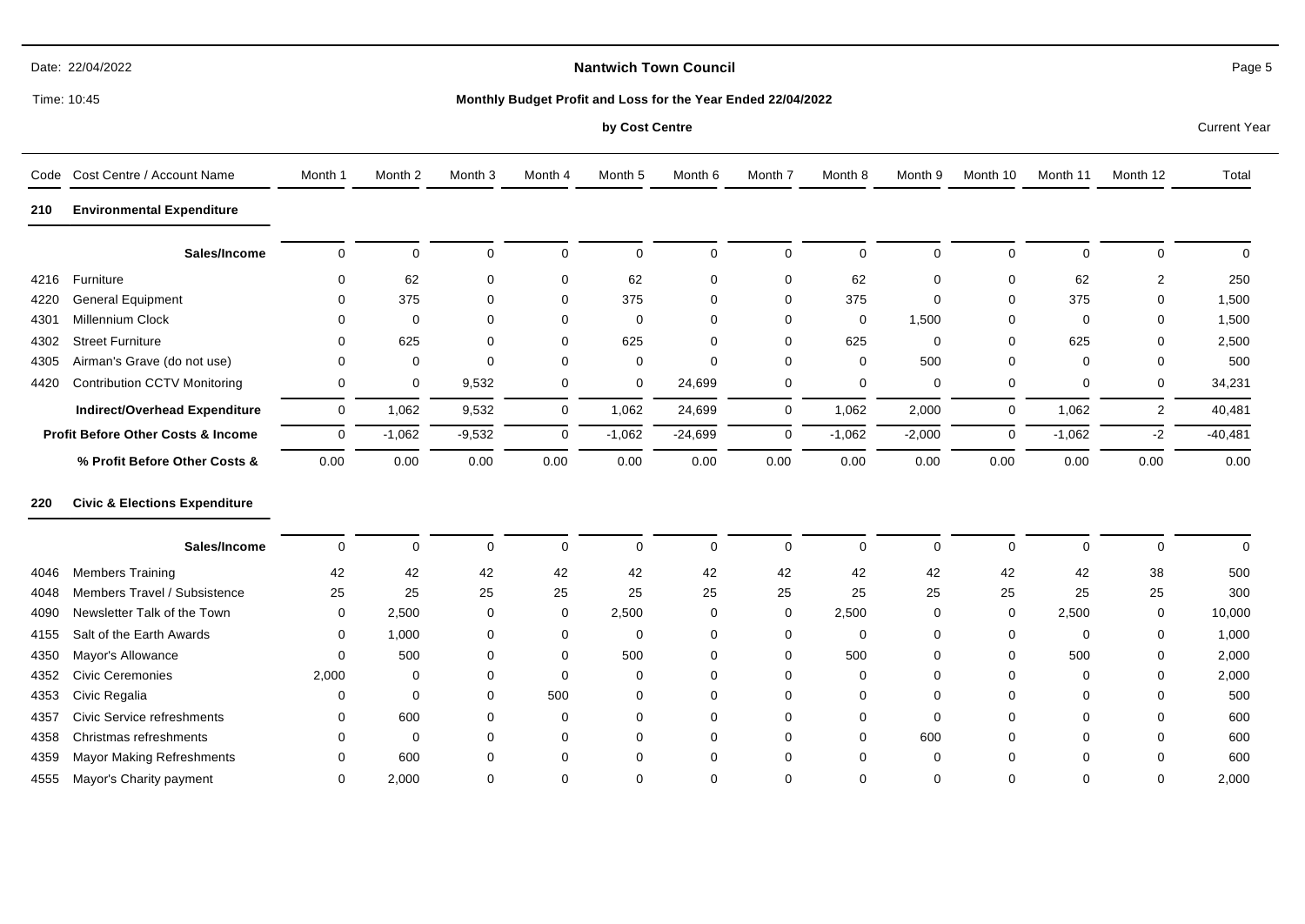Date: 22/04/2022

Time: 10:45

# Nantwich Town Council

## Monthly Budget Profit and Loss for the Year Ended 22/04/2022

**by Cost Centre**

Current Year

| Code | Cost Centre / Account Name | Month 1 | Month 2 | Month 3 | Month 4 | Month 5 | Month 6 | Month 7 | Month 8 | Month 9 | Month 10 | Month 11 | Month 12 | Total |
|---|---|---|---|---|---|---|---|---|---|---|---|---|---|---|
| **210** | **Environmental Expenditure** | | | | | | | | | | | | | |
| | **Sales/Income** | 0 | 0 | 0 | 0 | 0 | 0 | 0 | 0 | 0 | 0 | 0 | 0 | 0 |
| 4216 | Furniture | 0 | 62 | 0 | 0 | 62 | 0 | 0 | 62 | 0 | 0 | 62 | 2 | 250 |
| 4220 | General Equipment | 0 | 375 | 0 | 0 | 375 | 0 | 0 | 375 | 0 | 0 | 375 | 0 | 1,500 |
| 4301 | Millennium Clock | 0 | 0 | 0 | 0 | 0 | 0 | 0 | 0 | 1,500 | 0 | 0 | 0 | 1,500 |
| 4302 | Street Furniture | 0 | 625 | 0 | 0 | 625 | 0 | 0 | 625 | 0 | 0 | 625 | 0 | 2,500 |
| 4305 | Airman's Grave (do not use) | 0 | 0 | 0 | 0 | 0 | 0 | 0 | 0 | 500 | 0 | 0 | 0 | 500 |
| 4420 | Contribution CCTV Monitoring | 0 | 0 | 9,532 | 0 | 0 | 24,699 | 0 | 0 | 0 | 0 | 0 | 0 | 34,231 |
| | **Indirect/Overhead Expenditure** | 0 | 1,062 | 9,532 | 0 | 1,062 | 24,699 | 0 | 1,062 | 2,000 | 0 | 1,062 | 2 | 40,481 |
| | **Profit Before Other Costs & Income** | 0 | -1,062 | -9,532 | 0 | -1,062 | -24,699 | 0 | -1,062 | -2,000 | 0 | -1,062 | -2 | -40,481 |
| | **% Profit Before Other Costs &** | 0.00 | 0.00 | 0.00 | 0.00 | 0.00 | 0.00 | 0.00 | 0.00 | 0.00 | 0.00 | 0.00 | 0.00 | 0.00 |
| **220** | **Civic & Elections Expenditure** | | | | | | | | | | | | | |
| | **Sales/Income** | 0 | 0 | 0 | 0 | 0 | 0 | 0 | 0 | 0 | 0 | 0 | 0 | 0 |
| 4046 | Members Training | 42 | 42 | 42 | 42 | 42 | 42 | 42 | 42 | 42 | 42 | 42 | 38 | 500 |
| 4048 | Members Travel / Subsistence | 25 | 25 | 25 | 25 | 25 | 25 | 25 | 25 | 25 | 25 | 25 | 25 | 300 |
| 4090 | Newsletter Talk of the Town | 0 | 2,500 | 0 | 0 | 2,500 | 0 | 0 | 2,500 | 0 | 0 | 2,500 | 0 | 10,000 |
| 4155 | Salt of the Earth Awards | 0 | 1,000 | 0 | 0 | 0 | 0 | 0 | 0 | 0 | 0 | 0 | 0 | 1,000 |
| 4350 | Mayor's Allowance | 0 | 500 | 0 | 0 | 500 | 0 | 0 | 500 | 0 | 0 | 500 | 0 | 2,000 |
| 4352 | Civic Ceremonies | 2,000 | 0 | 0 | 0 | 0 | 0 | 0 | 0 | 0 | 0 | 0 | 0 | 2,000 |
| 4353 | Civic Regalia | 0 | 0 | 0 | 500 | 0 | 0 | 0 | 0 | 0 | 0 | 0 | 0 | 500 |
| 4357 | Civic Service refreshments | 0 | 600 | 0 | 0 | 0 | 0 | 0 | 0 | 0 | 0 | 0 | 0 | 600 |
| 4358 | Christmas refreshments | 0 | 0 | 0 | 0 | 0 | 0 | 0 | 0 | 600 | 0 | 0 | 0 | 600 |
| 4359 | Mayor Making Refreshments | 0 | 600 | 0 | 0 | 0 | 0 | 0 | 0 | 0 | 0 | 0 | 0 | 600 |
| 4555 | Mayor's Charity payment | 0 | 2,000 | 0 | 0 | 0 | 0 | 0 | 0 | 0 | 0 | 0 | 0 | 2,000 |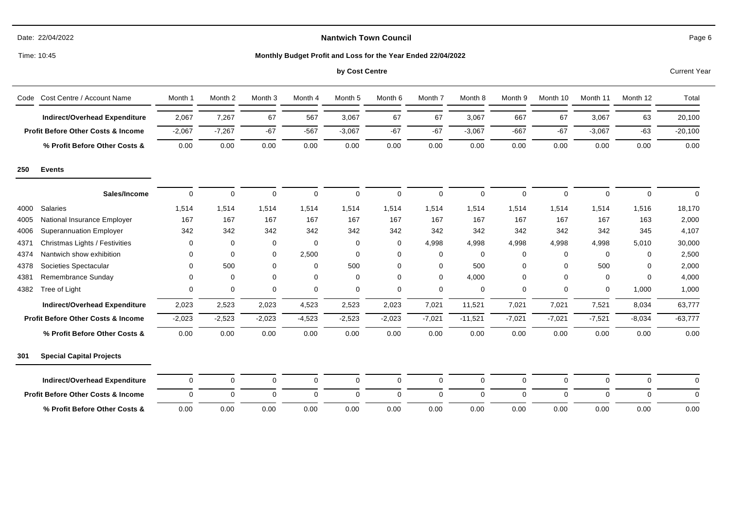Date: 22/04/2022

Time: 10:45

# Nantwich Town Council

## Monthly Budget Profit and Loss for the Year Ended 22/04/2022

### by Cost Centre

Current Year

| Code | Cost Centre / Account Name | Month 1 | Month 2 | Month 3 | Month 4 | Month 5 | Month 6 | Month 7 | Month 8 | Month 9 | Month 10 | Month 11 | Month 12 | Total |
|---|---|---|---|---|---|---|---|---|---|---|---|---|---|---|
| | **Indirect/Overhead Expenditure** | 2,067 | 7,267 | 67 | 567 | 3,067 | 67 | 67 | 3,067 | 667 | 67 | 3,067 | 63 | 20,100 |
| | **Profit Before Other Costs & Income** | -2,067 | -7,267 | -67 | -567 | -3,067 | -67 | -67 | -3,067 | -667 | -67 | -3,067 | -63 | -20,100 |
| | **% Profit Before Other Costs &** | 0.00 | 0.00 | 0.00 | 0.00 | 0.00 | 0.00 | 0.00 | 0.00 | 0.00 | 0.00 | 0.00 | 0.00 | 0.00 |
| **250** | **Events** | | | | | | | | | | | | | |
| | **Sales/Income** | 0 | 0 | 0 | 0 | 0 | 0 | 0 | 0 | 0 | 0 | 0 | 0 | 0 |
| 4000 | Salaries | 1,514 | 1,514 | 1,514 | 1,514 | 1,514 | 1,514 | 1,514 | 1,514 | 1,514 | 1,514 | 1,514 | 1,516 | 18,170 |
| 4005 | National Insurance Employer | 167 | 167 | 167 | 167 | 167 | 167 | 167 | 167 | 167 | 167 | 167 | 163 | 2,000 |
| 4006 | Superannuation Employer | 342 | 342 | 342 | 342 | 342 | 342 | 342 | 342 | 342 | 342 | 342 | 345 | 4,107 |
| 4371 | Christmas Lights / Festivities | 0 | 0 | 0 | 0 | 0 | 0 | 4,998 | 4,998 | 4,998 | 4,998 | 4,998 | 5,010 | 30,000 |
| 4374 | Nantwich show exhibition | 0 | 0 | 0 | 2,500 | 0 | 0 | 0 | 0 | 0 | 0 | 0 | 0 | 2,500 |
| 4378 | Societies Spectacular | 0 | 500 | 0 | 0 | 500 | 0 | 0 | 500 | 0 | 0 | 500 | 0 | 2,000 |
| 4381 | Remembrance Sunday | 0 | 0 | 0 | 0 | 0 | 0 | 0 | 4,000 | 0 | 0 | 0 | 0 | 4,000 |
| 4382 | Tree of Light | 0 | 0 | 0 | 0 | 0 | 0 | 0 | 0 | 0 | 0 | 0 | 1,000 | 1,000 |
| | **Indirect/Overhead Expenditure** | 2,023 | 2,523 | 2,023 | 4,523 | 2,523 | 2,023 | 7,021 | 11,521 | 7,021 | 7,021 | 7,521 | 8,034 | 63,777 |
| | **Profit Before Other Costs & Income** | -2,023 | -2,523 | -2,023 | -4,523 | -2,523 | -2,023 | -7,021 | -11,521 | -7,021 | -7,021 | -7,521 | -8,034 | -63,777 |
| | **% Profit Before Other Costs &** | 0.00 | 0.00 | 0.00 | 0.00 | 0.00 | 0.00 | 0.00 | 0.00 | 0.00 | 0.00 | 0.00 | 0.00 | 0.00 |
| **301** | **Special Capital Projects** | | | | | | | | | | | | | |
| | **Indirect/Overhead Expenditure** | 0 | 0 | 0 | 0 | 0 | 0 | 0 | 0 | 0 | 0 | 0 | 0 | 0 |
| | **Profit Before Other Costs & Income** | 0 | 0 | 0 | 0 | 0 | 0 | 0 | 0 | 0 | 0 | 0 | 0 | 0 |
| | **% Profit Before Other Costs &** | 0.00 | 0.00 | 0.00 | 0.00 | 0.00 | 0.00 | 0.00 | 0.00 | 0.00 | 0.00 | 0.00 | 0.00 | 0.00 |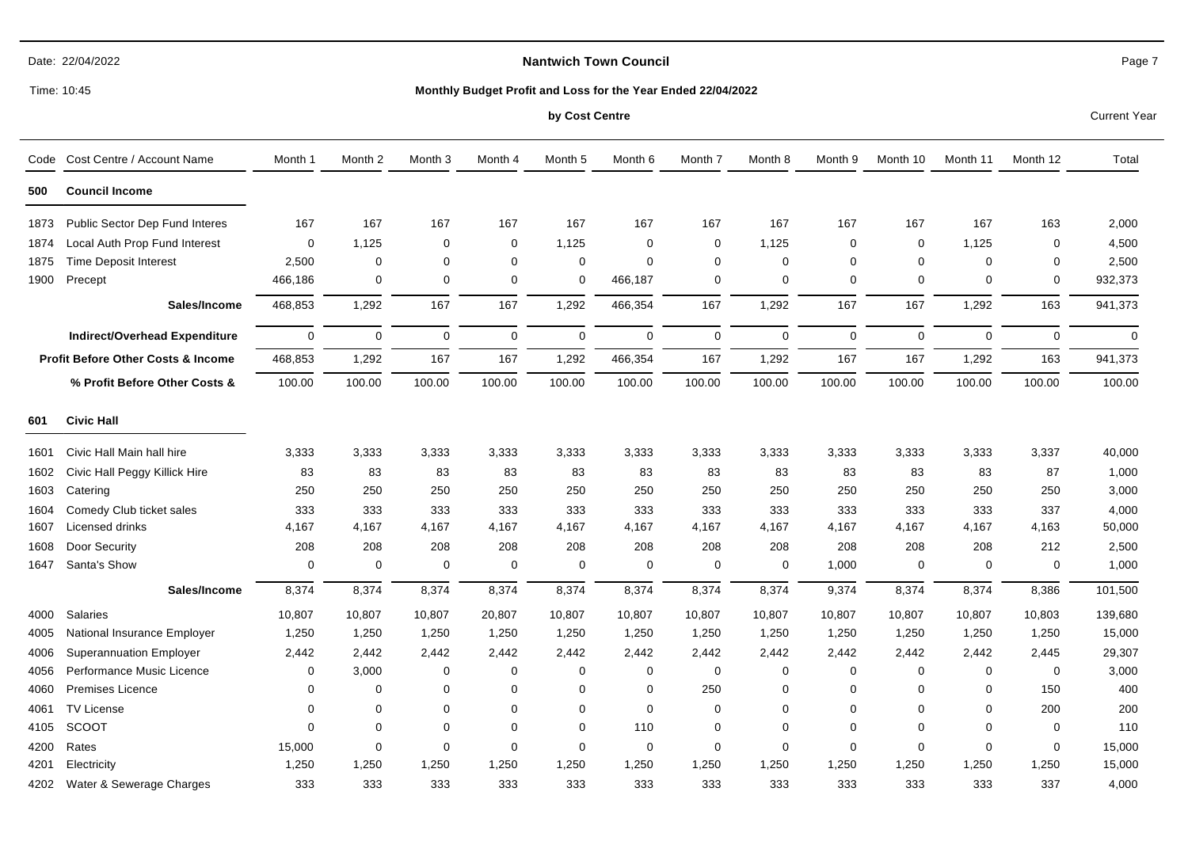Date: 22/04/2022

# Nantwich Town Council

Time: 10:45

## Monthly Budget Profit and Loss for the Year Ended 22/04/2022

### by Cost Centre

Current Year

| Code | Cost Centre / Account Name | Month 1 | Month 2 | Month 3 | Month 4 | Month 5 | Month 6 | Month 7 | Month 8 | Month 9 | Month 10 | Month 11 | Month 12 | Total |
|---|---|---|---|---|---|---|---|---|---|---|---|---|---|---|
| **500** | **Council Income** | | | | | | | | | | | | | |
| 1873 | Public Sector Dep Fund Interes | 167 | 167 | 167 | 167 | 167 | 167 | 167 | 167 | 167 | 167 | 167 | 163 | 2,000 |
| 1874 | Local Auth Prop Fund Interest | 0 | 1,125 | 0 | 0 | 1,125 | 0 | 0 | 1,125 | 0 | 0 | 1,125 | 0 | 4,500 |
| 1875 | Time Deposit Interest | 2,500 | 0 | 0 | 0 | 0 | 0 | 0 | 0 | 0 | 0 | 0 | 0 | 2,500 |
| 1900 | Precept | 466,186 | 0 | 0 | 0 | 0 | 466,187 | 0 | 0 | 0 | 0 | 0 | 0 | 932,373 |
| | **Sales/Income** | 468,853 | 1,292 | 167 | 167 | 1,292 | 466,354 | 167 | 1,292 | 167 | 167 | 1,292 | 163 | 941,373 |
| | **Indirect/Overhead Expenditure** | 0 | 0 | 0 | 0 | 0 | 0 | 0 | 0 | 0 | 0 | 0 | 0 | 0 |
| | **Profit Before Other Costs & Income** | 468,853 | 1,292 | 167 | 167 | 1,292 | 466,354 | 167 | 1,292 | 167 | 167 | 1,292 | 163 | 941,373 |
| | **% Profit Before Other Costs &** | 100.00 | 100.00 | 100.00 | 100.00 | 100.00 | 100.00 | 100.00 | 100.00 | 100.00 | 100.00 | 100.00 | 100.00 | 100.00 |
| **601** | **Civic Hall** | | | | | | | | | | | | | |
| 1601 | Civic Hall Main hall hire | 3,333 | 3,333 | 3,333 | 3,333 | 3,333 | 3,333 | 3,333 | 3,333 | 3,333 | 3,333 | 3,333 | 3,337 | 40,000 |
| 1602 | Civic Hall Peggy Killick Hire | 83 | 83 | 83 | 83 | 83 | 83 | 83 | 83 | 83 | 83 | 83 | 87 | 1,000 |
| 1603 | Catering | 250 | 250 | 250 | 250 | 250 | 250 | 250 | 250 | 250 | 250 | 250 | 250 | 3,000 |
| 1604 | Comedy Club ticket sales | 333 | 333 | 333 | 333 | 333 | 333 | 333 | 333 | 333 | 333 | 333 | 337 | 4,000 |
| 1607 | Licensed drinks | 4,167 | 4,167 | 4,167 | 4,167 | 4,167 | 4,167 | 4,167 | 4,167 | 4,167 | 4,167 | 4,167 | 4,163 | 50,000 |
| 1608 | Door Security | 208 | 208 | 208 | 208 | 208 | 208 | 208 | 208 | 208 | 208 | 208 | 212 | 2,500 |
| 1647 | Santa's Show | 0 | 0 | 0 | 0 | 0 | 0 | 0 | 0 | 1,000 | 0 | 0 | 0 | 1,000 |
| | **Sales/Income** | 8,374 | 8,374 | 8,374 | 8,374 | 8,374 | 8,374 | 8,374 | 8,374 | 9,374 | 8,374 | 8,374 | 8,386 | 101,500 |
| 4000 | Salaries | 10,807 | 10,807 | 10,807 | 20,807 | 10,807 | 10,807 | 10,807 | 10,807 | 10,807 | 10,807 | 10,807 | 10,803 | 139,680 |
| 4005 | National Insurance Employer | 1,250 | 1,250 | 1,250 | 1,250 | 1,250 | 1,250 | 1,250 | 1,250 | 1,250 | 1,250 | 1,250 | 1,250 | 15,000 |
| 4006 | Superannuation Employer | 2,442 | 2,442 | 2,442 | 2,442 | 2,442 | 2,442 | 2,442 | 2,442 | 2,442 | 2,442 | 2,442 | 2,445 | 29,307 |
| 4056 | Performance Music Licence | 0 | 3,000 | 0 | 0 | 0 | 0 | 0 | 0 | 0 | 0 | 0 | 0 | 3,000 |
| 4060 | Premises Licence | 0 | 0 | 0 | 0 | 0 | 0 | 250 | 0 | 0 | 0 | 0 | 150 | 400 |
| 4061 | TV License | 0 | 0 | 0 | 0 | 0 | 0 | 0 | 0 | 0 | 0 | 0 | 200 | 200 |
| 4105 | SCOOT | 0 | 0 | 0 | 0 | 0 | 110 | 0 | 0 | 0 | 0 | 0 | 0 | 110 |
| 4200 | Rates | 15,000 | 0 | 0 | 0 | 0 | 0 | 0 | 0 | 0 | 0 | 0 | 0 | 15,000 |
| 4201 | Electricity | 1,250 | 1,250 | 1,250 | 1,250 | 1,250 | 1,250 | 1,250 | 1,250 | 1,250 | 1,250 | 1,250 | 1,250 | 15,000 |
| 4202 | Water & Sewerage Charges | 333 | 333 | 333 | 333 | 333 | 333 | 333 | 333 | 333 | 333 | 333 | 337 | 4,000 |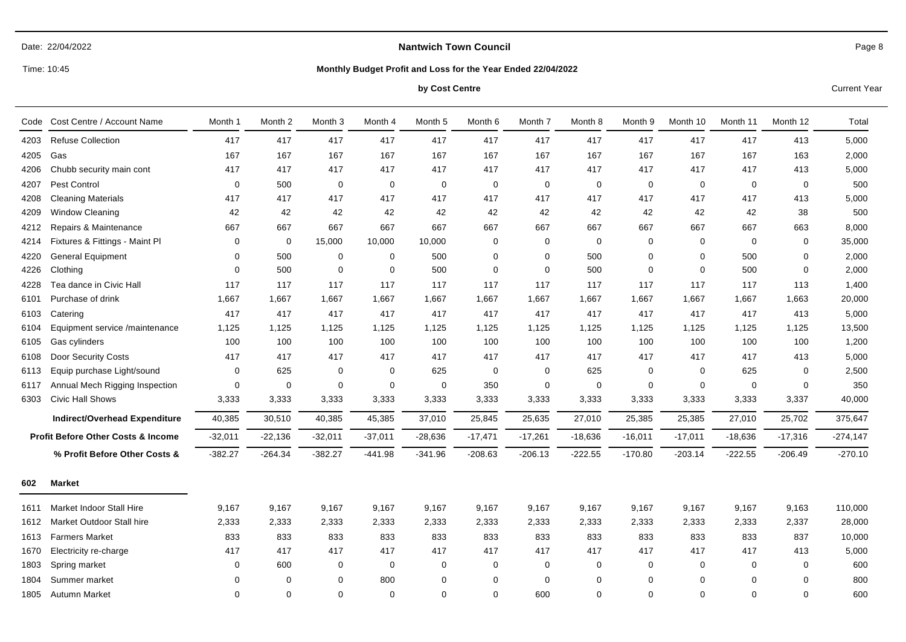**Nantwich Town Council**

**Monthly Budget Profit and Loss for the Year Ended 22/04/2022**

**by Cost Centre**

Date: 22/04/2022

Time: 10:45

Current Year

| Code | Cost Centre / Account Name | Month 1 | Month 2 | Month 3 | Month 4 | Month 5 | Month 6 | Month 7 | Month 8 | Month 9 | Month 10 | Month 11 | Month 12 | Total |
|---|---|---|---|---|---|---|---|---|---|---|---|---|---|---|
| 4203 | Refuse Collection | 417 | 417 | 417 | 417 | 417 | 417 | 417 | 417 | 417 | 417 | 417 | 413 | 5,000 |
| 4205 | Gas | 167 | 167 | 167 | 167 | 167 | 167 | 167 | 167 | 167 | 167 | 167 | 163 | 2,000 |
| 4206 | Chubb security main cont | 417 | 417 | 417 | 417 | 417 | 417 | 417 | 417 | 417 | 417 | 417 | 413 | 5,000 |
| 4207 | Pest Control | 0 | 500 | 0 | 0 | 0 | 0 | 0 | 0 | 0 | 0 | 0 | 0 | 500 |
| 4208 | Cleaning Materials | 417 | 417 | 417 | 417 | 417 | 417 | 417 | 417 | 417 | 417 | 417 | 413 | 5,000 |
| 4209 | Window Cleaning | 42 | 42 | 42 | 42 | 42 | 42 | 42 | 42 | 42 | 42 | 42 | 38 | 500 |
| 4212 | Repairs & Maintenance | 667 | 667 | 667 | 667 | 667 | 667 | 667 | 667 | 667 | 667 | 667 | 663 | 8,000 |
| 4214 | Fixtures & Fittings - Maint Pl | 0 | 0 | 15,000 | 10,000 | 10,000 | 0 | 0 | 0 | 0 | 0 | 0 | 0 | 35,000 |
| 4220 | General Equipment | 0 | 500 | 0 | 0 | 500 | 0 | 0 | 500 | 0 | 0 | 500 | 0 | 2,000 |
| 4226 | Clothing | 0 | 500 | 0 | 0 | 500 | 0 | 0 | 500 | 0 | 0 | 500 | 0 | 2,000 |
| 4228 | Tea dance in Civic Hall | 117 | 117 | 117 | 117 | 117 | 117 | 117 | 117 | 117 | 117 | 117 | 113 | 1,400 |
| 6101 | Purchase of drink | 1,667 | 1,667 | 1,667 | 1,667 | 1,667 | 1,667 | 1,667 | 1,667 | 1,667 | 1,667 | 1,667 | 1,663 | 20,000 |
| 6103 | Catering | 417 | 417 | 417 | 417 | 417 | 417 | 417 | 417 | 417 | 417 | 417 | 413 | 5,000 |
| 6104 | Equipment service /maintenance | 1,125 | 1,125 | 1,125 | 1,125 | 1,125 | 1,125 | 1,125 | 1,125 | 1,125 | 1,125 | 1,125 | 1,125 | 13,500 |
| 6105 | Gas cylinders | 100 | 100 | 100 | 100 | 100 | 100 | 100 | 100 | 100 | 100 | 100 | 100 | 1,200 |
| 6108 | Door Security Costs | 417 | 417 | 417 | 417 | 417 | 417 | 417 | 417 | 417 | 417 | 417 | 413 | 5,000 |
| 6113 | Equip purchase Light/sound | 0 | 625 | 0 | 0 | 625 | 0 | 0 | 625 | 0 | 0 | 625 | 0 | 2,500 |
| 6117 | Annual Mech Rigging Inspection | 0 | 0 | 0 | 0 | 0 | 350 | 0 | 0 | 0 | 0 | 0 | 0 | 350 |
| 6303 | Civic Hall Shows | 3,333 | 3,333 | 3,333 | 3,333 | 3,333 | 3,333 | 3,333 | 3,333 | 3,333 | 3,333 | 3,333 | 3,337 | 40,000 |
| | **Indirect/Overhead Expenditure** | 40,385 | 30,510 | 40,385 | 45,385 | 37,010 | 25,845 | 25,635 | 27,010 | 25,385 | 25,385 | 27,010 | 25,702 | 375,647 |
| | **Profit Before Other Costs & Income** | -32,011 | -22,136 | -32,011 | -37,011 | -28,636 | -17,471 | -17,261 | -18,636 | -16,011 | -17,011 | -18,636 | -17,316 | -274,147 |
| | **% Profit Before Other Costs &** | -382.27 | -264.34 | -382.27 | -441.98 | -341.96 | -208.63 | -206.13 | -222.55 | -170.80 | -203.14 | -222.55 | -206.49 | -270.10 |
| **602** | **Market** | | | | | | | | | | | | | |
| 1611 | Market Indoor Stall Hire | 9,167 | 9,167 | 9,167 | 9,167 | 9,167 | 9,167 | 9,167 | 9,167 | 9,167 | 9,167 | 9,167 | 9,163 | 110,000 |
| 1612 | Market Outdoor Stall hire | 2,333 | 2,333 | 2,333 | 2,333 | 2,333 | 2,333 | 2,333 | 2,333 | 2,333 | 2,333 | 2,333 | 2,337 | 28,000 |
| 1613 | Farmers Market | 833 | 833 | 833 | 833 | 833 | 833 | 833 | 833 | 833 | 833 | 833 | 837 | 10,000 |
| 1670 | Electricity re-charge | 417 | 417 | 417 | 417 | 417 | 417 | 417 | 417 | 417 | 417 | 417 | 413 | 5,000 |
| 1803 | Spring market | 0 | 600 | 0 | 0 | 0 | 0 | 0 | 0 | 0 | 0 | 0 | 0 | 600 |
| 1804 | Summer market | 0 | 0 | 0 | 800 | 0 | 0 | 0 | 0 | 0 | 0 | 0 | 0 | 800 |
| 1805 | Autumn Market | 0 | 0 | 0 | 0 | 0 | 0 | 600 | 0 | 0 | 0 | 0 | 0 | 600 |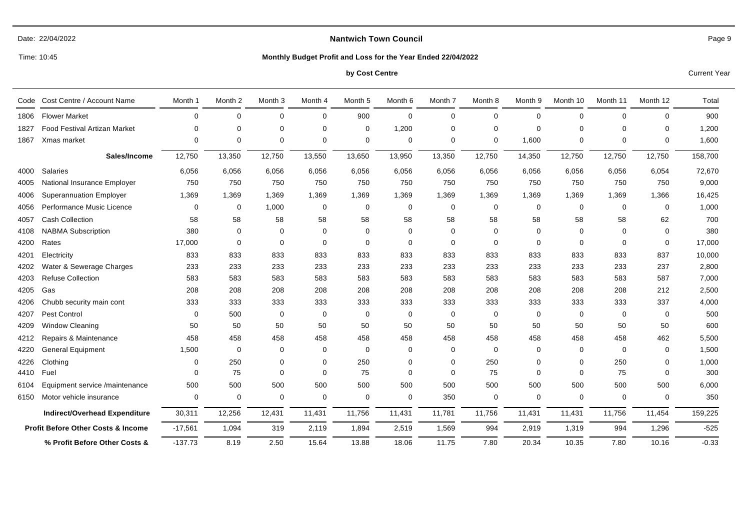**Nantwich Town Council**

Date: 22/04/2022

Time: 10:45

**Monthly Budget Profit and Loss for the Year Ended 22/04/2022**

**by Cost Centre**

Current Year

| Code | Cost Centre / Account Name | Month 1 | Month 2 | Month 3 | Month 4 | Month 5 | Month 6 | Month 7 | Month 8 | Month 9 | Month 10 | Month 11 | Month 12 | Total |
|---|---|---|---|---|---|---|---|---|---|---|---|---|---|---|
| 1806 | Flower Market | 0 | 0 | 0 | 0 | 900 | 0 | 0 | 0 | 0 | 0 | 0 | 0 | 900 |
| 1827 | Food Festival Artizan Market | 0 | 0 | 0 | 0 | 0 | 1,200 | 0 | 0 | 0 | 0 | 0 | 0 | 1,200 |
| 1867 | Xmas market | 0 | 0 | 0 | 0 | 0 | 0 | 0 | 0 | 1,600 | 0 | 0 | 0 | 1,600 |
| | **Sales/Income** | 12,750 | 13,350 | 12,750 | 13,550 | 13,650 | 13,950 | 13,350 | 12,750 | 14,350 | 12,750 | 12,750 | 12,750 | 158,700 |
| 4000 | Salaries | 6,056 | 6,056 | 6,056 | 6,056 | 6,056 | 6,056 | 6,056 | 6,056 | 6,056 | 6,056 | 6,056 | 6,054 | 72,670 |
| 4005 | National Insurance Employer | 750 | 750 | 750 | 750 | 750 | 750 | 750 | 750 | 750 | 750 | 750 | 750 | 9,000 |
| 4006 | Superannuation Employer | 1,369 | 1,369 | 1,369 | 1,369 | 1,369 | 1,369 | 1,369 | 1,369 | 1,369 | 1,369 | 1,369 | 1,366 | 16,425 |
| 4056 | Performance Music Licence | 0 | 0 | 1,000 | 0 | 0 | 0 | 0 | 0 | 0 | 0 | 0 | 0 | 1,000 |
| 4057 | Cash Collection | 58 | 58 | 58 | 58 | 58 | 58 | 58 | 58 | 58 | 58 | 58 | 62 | 700 |
| 4108 | NABMA Subscription | 380 | 0 | 0 | 0 | 0 | 0 | 0 | 0 | 0 | 0 | 0 | 0 | 380 |
| 4200 | Rates | 17,000 | 0 | 0 | 0 | 0 | 0 | 0 | 0 | 0 | 0 | 0 | 0 | 17,000 |
| 4201 | Electricity | 833 | 833 | 833 | 833 | 833 | 833 | 833 | 833 | 833 | 833 | 833 | 837 | 10,000 |
| 4202 | Water & Sewerage Charges | 233 | 233 | 233 | 233 | 233 | 233 | 233 | 233 | 233 | 233 | 233 | 237 | 2,800 |
| 4203 | Refuse Collection | 583 | 583 | 583 | 583 | 583 | 583 | 583 | 583 | 583 | 583 | 583 | 587 | 7,000 |
| 4205 | Gas | 208 | 208 | 208 | 208 | 208 | 208 | 208 | 208 | 208 | 208 | 208 | 212 | 2,500 |
| 4206 | Chubb security main cont | 333 | 333 | 333 | 333 | 333 | 333 | 333 | 333 | 333 | 333 | 333 | 337 | 4,000 |
| 4207 | Pest Control | 0 | 500 | 0 | 0 | 0 | 0 | 0 | 0 | 0 | 0 | 0 | 0 | 500 |
| 4209 | Window Cleaning | 50 | 50 | 50 | 50 | 50 | 50 | 50 | 50 | 50 | 50 | 50 | 50 | 600 |
| 4212 | Repairs & Maintenance | 458 | 458 | 458 | 458 | 458 | 458 | 458 | 458 | 458 | 458 | 458 | 462 | 5,500 |
| 4220 | General Equipment | 1,500 | 0 | 0 | 0 | 0 | 0 | 0 | 0 | 0 | 0 | 0 | 0 | 1,500 |
| 4226 | Clothing | 0 | 250 | 0 | 0 | 250 | 0 | 0 | 250 | 0 | 0 | 250 | 0 | 1,000 |
| 4410 | Fuel | 0 | 75 | 0 | 0 | 75 | 0 | 0 | 75 | 0 | 0 | 75 | 0 | 300 |
| 6104 | Equipment service /maintenance | 500 | 500 | 500 | 500 | 500 | 500 | 500 | 500 | 500 | 500 | 500 | 500 | 6,000 |
| 6150 | Motor vehicle insurance | 0 | 0 | 0 | 0 | 0 | 0 | 350 | 0 | 0 | 0 | 0 | 0 | 350 |
| | **Indirect/Overhead Expenditure** | 30,311 | 12,256 | 12,431 | 11,431 | 11,756 | 11,431 | 11,781 | 11,756 | 11,431 | 11,431 | 11,756 | 11,454 | 159,225 |
| | **Profit Before Other Costs & Income** | -17,561 | 1,094 | 319 | 2,119 | 1,894 | 2,519 | 1,569 | 994 | 2,919 | 1,319 | 994 | 1,296 | -525 |
| | **% Profit Before Other Costs &** | -137.73 | 8.19 | 2.50 | 15.64 | 13.88 | 18.06 | 11.75 | 7.80 | 20.34 | 10.35 | 7.80 | 10.16 | -0.33 |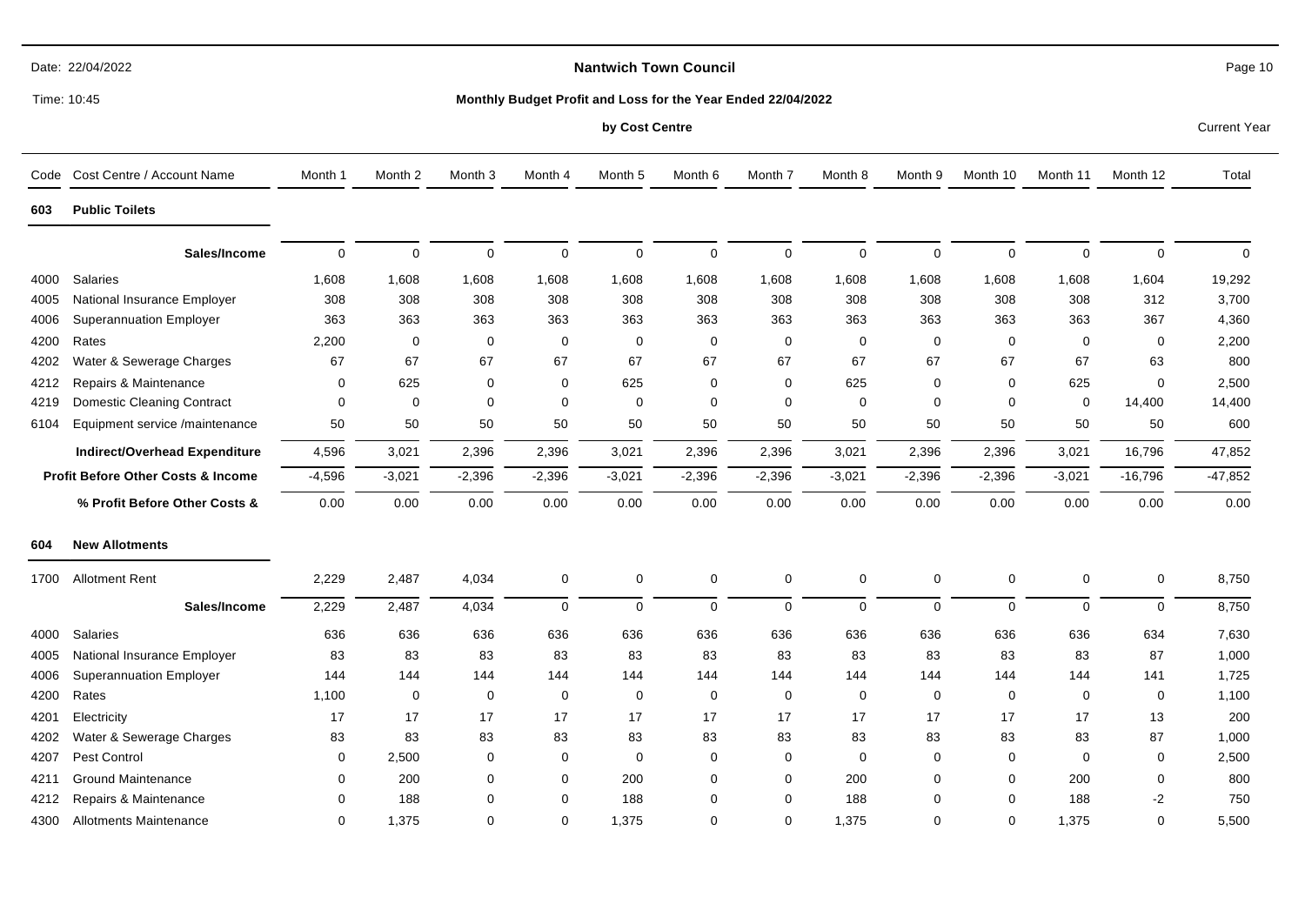Nantwich Town Council

Monthly Budget Profit and Loss for the Year Ended 22/04/2022

by Cost Centre

Current Year

| Code | Cost Centre / Account Name | Month 1 | Month 2 | Month 3 | Month 4 | Month 5 | Month 6 | Month 7 | Month 8 | Month 9 | Month 10 | Month 11 | Month 12 | Total |
|---|---|---|---|---|---|---|---|---|---|---|---|---|---|---|
| **603** | **Public Toilets** | | | | | | | | | | | | | |
| | **Sales/Income** | 0 | 0 | 0 | 0 | 0 | 0 | 0 | 0 | 0 | 0 | 0 | 0 | 0 |
| 4000 | Salaries | 1,608 | 1,608 | 1,608 | 1,608 | 1,608 | 1,608 | 1,608 | 1,608 | 1,608 | 1,608 | 1,608 | 1,604 | 19,292 |
| 4005 | National Insurance Employer | 308 | 308 | 308 | 308 | 308 | 308 | 308 | 308 | 308 | 308 | 308 | 312 | 3,700 |
| 4006 | Superannuation Employer | 363 | 363 | 363 | 363 | 363 | 363 | 363 | 363 | 363 | 363 | 363 | 367 | 4,360 |
| 4200 | Rates | 2,200 | 0 | 0 | 0 | 0 | 0 | 0 | 0 | 0 | 0 | 0 | 0 | 2,200 |
| 4202 | Water & Sewerage Charges | 67 | 67 | 67 | 67 | 67 | 67 | 67 | 67 | 67 | 67 | 67 | 63 | 800 |
| 4212 | Repairs & Maintenance | 0 | 625 | 0 | 0 | 625 | 0 | 0 | 625 | 0 | 0 | 625 | 0 | 2,500 |
| 4219 | Domestic Cleaning Contract | 0 | 0 | 0 | 0 | 0 | 0 | 0 | 0 | 0 | 0 | 0 | 14,400 | 14,400 |
| 6104 | Equipment service /maintenance | 50 | 50 | 50 | 50 | 50 | 50 | 50 | 50 | 50 | 50 | 50 | 50 | 600 |
| | **Indirect/Overhead Expenditure** | 4,596 | 3,021 | 2,396 | 2,396 | 3,021 | 2,396 | 2,396 | 3,021 | 2,396 | 2,396 | 3,021 | 16,796 | 47,852 |
| | **Profit Before Other Costs & Income** | -4,596 | -3,021 | -2,396 | -2,396 | -3,021 | -2,396 | -2,396 | -3,021 | -2,396 | -2,396 | -3,021 | -16,796 | -47,852 |
| | **% Profit Before Other Costs &** | 0.00 | 0.00 | 0.00 | 0.00 | 0.00 | 0.00 | 0.00 | 0.00 | 0.00 | 0.00 | 0.00 | 0.00 | 0.00 |
| **604** | **New Allotments** | | | | | | | | | | | | | |
| 1700 | Allotment Rent | 2,229 | 2,487 | 4,034 | 0 | 0 | 0 | 0 | 0 | 0 | 0 | 0 | 0 | 8,750 |
| | **Sales/Income** | 2,229 | 2,487 | 4,034 | 0 | 0 | 0 | 0 | 0 | 0 | 0 | 0 | 0 | 8,750 |
| 4000 | Salaries | 636 | 636 | 636 | 636 | 636 | 636 | 636 | 636 | 636 | 636 | 636 | 634 | 7,630 |
| 4005 | National Insurance Employer | 83 | 83 | 83 | 83 | 83 | 83 | 83 | 83 | 83 | 83 | 83 | 87 | 1,000 |
| 4006 | Superannuation Employer | 144 | 144 | 144 | 144 | 144 | 144 | 144 | 144 | 144 | 144 | 144 | 141 | 1,725 |
| 4200 | Rates | 1,100 | 0 | 0 | 0 | 0 | 0 | 0 | 0 | 0 | 0 | 0 | 0 | 1,100 |
| 4201 | Electricity | 17 | 17 | 17 | 17 | 17 | 17 | 17 | 17 | 17 | 17 | 17 | 13 | 200 |
| 4202 | Water & Sewerage Charges | 83 | 83 | 83 | 83 | 83 | 83 | 83 | 83 | 83 | 83 | 83 | 87 | 1,000 |
| 4207 | Pest Control | 0 | 2,500 | 0 | 0 | 0 | 0 | 0 | 0 | 0 | 0 | 0 | 0 | 2,500 |
| 4211 | Ground Maintenance | 0 | 200 | 0 | 0 | 200 | 0 | 0 | 200 | 0 | 0 | 200 | 0 | 800 |
| 4212 | Repairs & Maintenance | 0 | 188 | 0 | 0 | 188 | 0 | 0 | 188 | 0 | 0 | 188 | -2 | 750 |
| 4300 | Allotments Maintenance | 0 | 1,375 | 0 | 0 | 1,375 | 0 | 0 | 1,375 | 0 | 0 | 1,375 | 0 | 5,500 |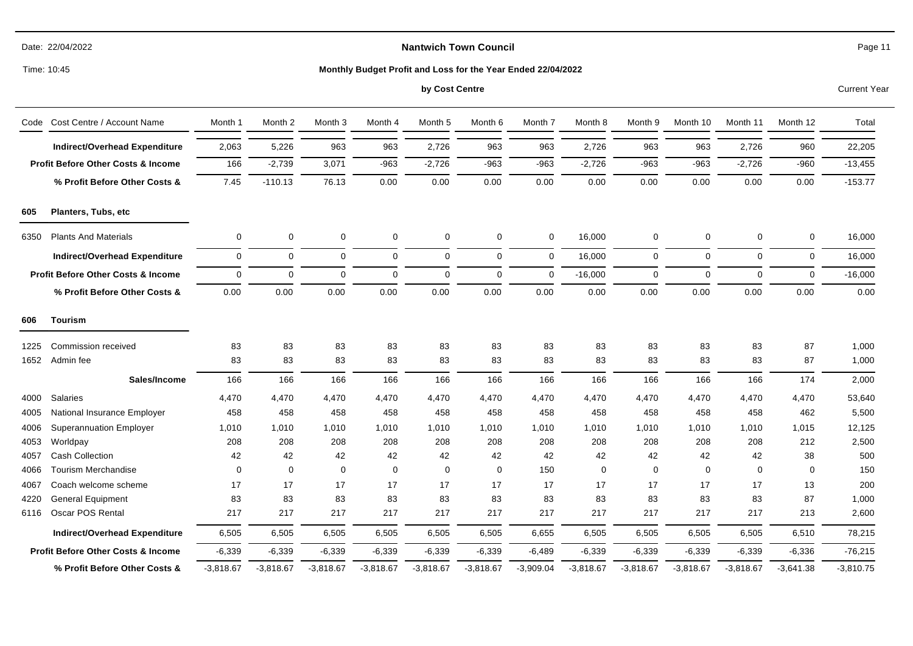Date: 22/04/2022

Time: 10:45

# Nantwich Town Council

## Monthly Budget Profit and Loss for the Year Ended 22/04/2022

### by Cost Centre

Current Year

| Code | Cost Centre / Account Name | Month 1 | Month 2 | Month 3 | Month 4 | Month 5 | Month 6 | Month 7 | Month 8 | Month 9 | Month 10 | Month 11 | Month 12 | Total |
|---|---|---|---|---|---|---|---|---|---|---|---|---|---|---|
| | **Indirect/Overhead Expenditure** | 2,063 | 5,226 | 963 | 963 | 2,726 | 963 | 963 | 2,726 | 963 | 963 | 2,726 | 960 | 22,205 |
| | **Profit Before Other Costs & Income** | 166 | -2,739 | 3,071 | -963 | -2,726 | -963 | -963 | -2,726 | -963 | -963 | -2,726 | -960 | -13,455 |
| | **% Profit Before Other Costs &** | 7.45 | -110.13 | 76.13 | 0.00 | 0.00 | 0.00 | 0.00 | 0.00 | 0.00 | 0.00 | 0.00 | 0.00 | -153.77 |
| **605** | **Planters, Tubs, etc** | | | | | | | | | | | | | |
| 6350 | Plants And Materials | 0 | 0 | 0 | 0 | 0 | 0 | 0 | 16,000 | 0 | 0 | 0 | 0 | 16,000 |
| | **Indirect/Overhead Expenditure** | 0 | 0 | 0 | 0 | 0 | 0 | 0 | 16,000 | 0 | 0 | 0 | 0 | 16,000 |
| | **Profit Before Other Costs & Income** | 0 | 0 | 0 | 0 | 0 | 0 | 0 | -16,000 | 0 | 0 | 0 | 0 | -16,000 |
| | **% Profit Before Other Costs &** | 0.00 | 0.00 | 0.00 | 0.00 | 0.00 | 0.00 | 0.00 | 0.00 | 0.00 | 0.00 | 0.00 | 0.00 | 0.00 |
| **606** | **Tourism** | | | | | | | | | | | | | |
| 1225 | Commission received | 83 | 83 | 83 | 83 | 83 | 83 | 83 | 83 | 83 | 83 | 83 | 87 | 1,000 |
| 1652 | Admin fee | 83 | 83 | 83 | 83 | 83 | 83 | 83 | 83 | 83 | 83 | 83 | 87 | 1,000 |
| | **Sales/Income** | 166 | 166 | 166 | 166 | 166 | 166 | 166 | 166 | 166 | 166 | 166 | 174 | 2,000 |
| 4000 | Salaries | 4,470 | 4,470 | 4,470 | 4,470 | 4,470 | 4,470 | 4,470 | 4,470 | 4,470 | 4,470 | 4,470 | 4,470 | 53,640 |
| 4005 | National Insurance Employer | 458 | 458 | 458 | 458 | 458 | 458 | 458 | 458 | 458 | 458 | 458 | 462 | 5,500 |
| 4006 | Superannuation Employer | 1,010 | 1,010 | 1,010 | 1,010 | 1,010 | 1,010 | 1,010 | 1,010 | 1,010 | 1,010 | 1,010 | 1,015 | 12,125 |
| 4053 | Worldpay | 208 | 208 | 208 | 208 | 208 | 208 | 208 | 208 | 208 | 208 | 208 | 212 | 2,500 |
| 4057 | Cash Collection | 42 | 42 | 42 | 42 | 42 | 42 | 42 | 42 | 42 | 42 | 42 | 38 | 500 |
| 4066 | Tourism Merchandise | 0 | 0 | 0 | 0 | 0 | 0 | 150 | 0 | 0 | 0 | 0 | 0 | 150 |
| 4067 | Coach welcome scheme | 17 | 17 | 17 | 17 | 17 | 17 | 17 | 17 | 17 | 17 | 17 | 13 | 200 |
| 4220 | General Equipment | 83 | 83 | 83 | 83 | 83 | 83 | 83 | 83 | 83 | 83 | 83 | 87 | 1,000 |
| 6116 | Oscar POS Rental | 217 | 217 | 217 | 217 | 217 | 217 | 217 | 217 | 217 | 217 | 217 | 213 | 2,600 |
| | **Indirect/Overhead Expenditure** | 6,505 | 6,505 | 6,505 | 6,505 | 6,505 | 6,505 | 6,655 | 6,505 | 6,505 | 6,505 | 6,505 | 6,510 | 78,215 |
| | **Profit Before Other Costs & Income** | -6,339 | -6,339 | -6,339 | -6,339 | -6,339 | -6,339 | -6,489 | -6,339 | -6,339 | -6,339 | -6,339 | -6,336 | -76,215 |
| | **% Profit Before Other Costs &** | -3,818.67 | -3,818.67 | -3,818.67 | -3,818.67 | -3,818.67 | -3,818.67 | -3,909.04 | -3,818.67 | -3,818.67 | -3,818.67 | -3,818.67 | -3,641.38 | -3,810.75 |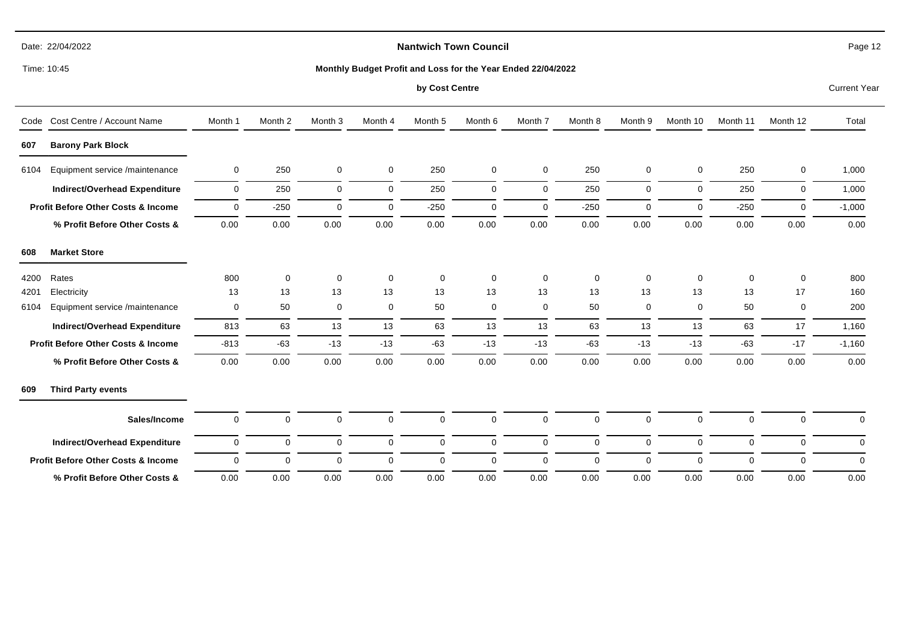| Code | Cost Centre / Account Name | Month 1 | Month 2 | Month 3 | Month 4 | Month 5 | Month 6 | Month 7 | Month 8 | Month 9 | Month 10 | Month 11 | Month 12 | Total |
|---|---|---|---|---|---|---|---|---|---|---|---|---|---|---|
| **607** | **Barony Park Block** | | | | | | | | | | | | | |
| 6104 | Equipment service /maintenance | 0 | 250 | 0 | 0 | 250 | 0 | 0 | 250 | 0 | 0 | 250 | 0 | 1,000 |
| | **Indirect/Overhead Expenditure** | 0 | 250 | 0 | 0 | 250 | 0 | 0 | 250 | 0 | 0 | 250 | 0 | 1,000 |
| | **Profit Before Other Costs & Income** | 0 | -250 | 0 | 0 | -250 | 0 | 0 | -250 | 0 | 0 | -250 | 0 | -1,000 |
| | **% Profit Before Other Costs &** | 0.00 | 0.00 | 0.00 | 0.00 | 0.00 | 0.00 | 0.00 | 0.00 | 0.00 | 0.00 | 0.00 | 0.00 | 0.00 |
| **608** | **Market Store** | | | | | | | | | | | | | |
| 4200 | Rates | 800 | 0 | 0 | 0 | 0 | 0 | 0 | 0 | 0 | 0 | 0 | 0 | 800 |
| 4201 | Electricity | 13 | 13 | 13 | 13 | 13 | 13 | 13 | 13 | 13 | 13 | 13 | 17 | 160 |
| 6104 | Equipment service /maintenance | 0 | 50 | 0 | 0 | 50 | 0 | 0 | 50 | 0 | 0 | 50 | 0 | 200 |
| | **Indirect/Overhead Expenditure** | 813 | 63 | 13 | 13 | 63 | 13 | 13 | 63 | 13 | 13 | 63 | 17 | 1,160 |
| | **Profit Before Other Costs & Income** | -813 | -63 | -13 | -13 | -63 | -13 | -13 | -63 | -13 | -13 | -63 | -17 | -1,160 |
| | **% Profit Before Other Costs &** | 0.00 | 0.00 | 0.00 | 0.00 | 0.00 | 0.00 | 0.00 | 0.00 | 0.00 | 0.00 | 0.00 | 0.00 | 0.00 |
| **609** | **Third Party events** | | | | | | | | | | | | | |
| | **Sales/Income** | 0 | 0 | 0 | 0 | 0 | 0 | 0 | 0 | 0 | 0 | 0 | 0 | 0 |
| | **Indirect/Overhead Expenditure** | 0 | 0 | 0 | 0 | 0 | 0 | 0 | 0 | 0 | 0 | 0 | 0 | 0 |
| | **Profit Before Other Costs & Income** | 0 | 0 | 0 | 0 | 0 | 0 | 0 | 0 | 0 | 0 | 0 | 0 | 0 |
| | **% Profit Before Other Costs &** | 0.00 | 0.00 | 0.00 | 0.00 | 0.00 | 0.00 | 0.00 | 0.00 | 0.00 | 0.00 | 0.00 | 0.00 | 0.00 |